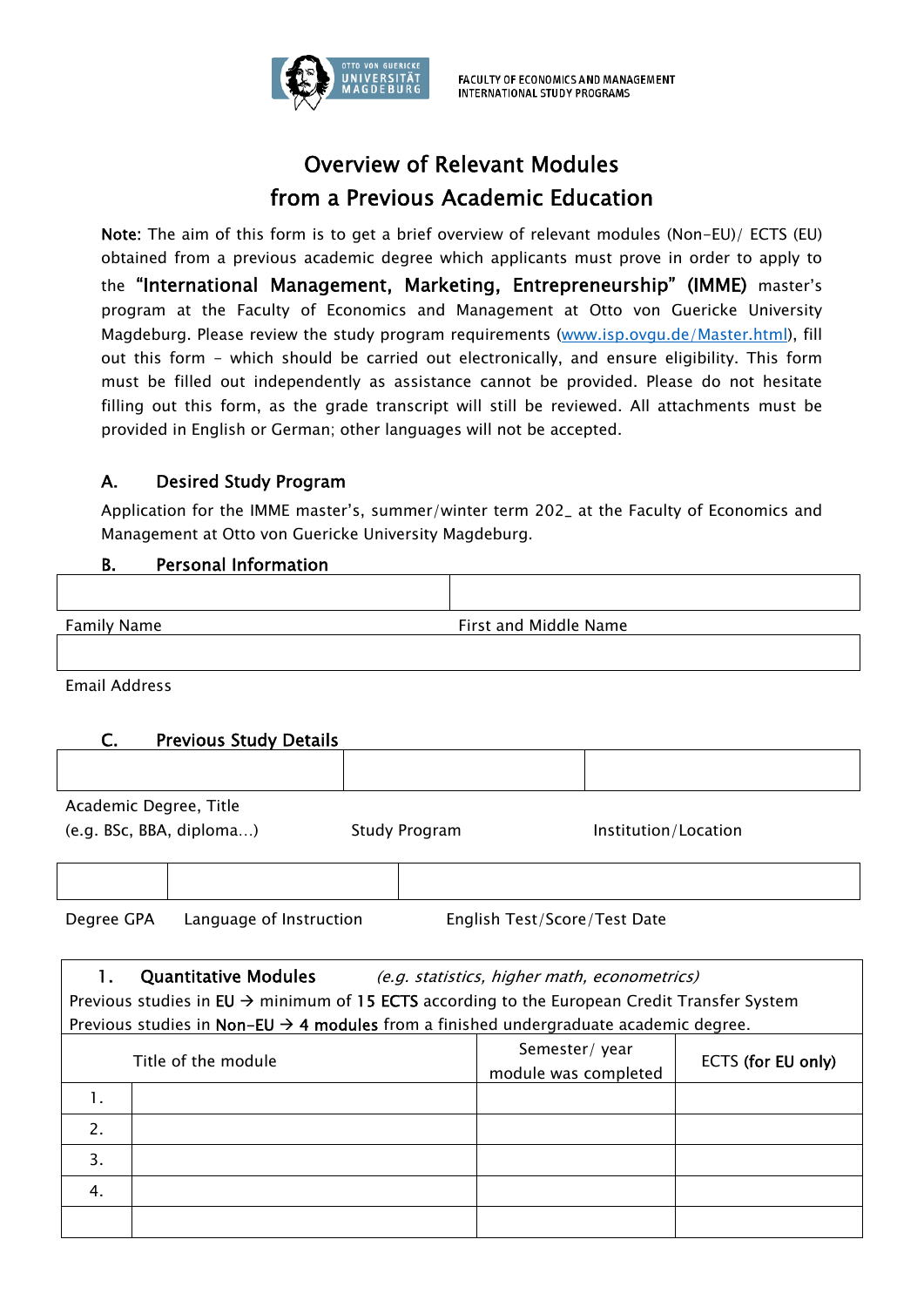FACULTY OF ECONOMICS AND MANAGEMENT
INTERNATIONAL STUDY PROGRAMS

# Overview of Relevant Modules from a Previous Academic Education

**Note:** The aim of this form is to get a brief overview of relevant modules (Non-EU)/ ECTS (EU) obtained from a previous academic degree which applicants must prove in order to apply to the **"International Management, Marketing, Entrepreneurship" (IMME)** master's program at the Faculty of Economics and Management at Otto von Guericke University Magdeburg. Please review the study program requirements (www.isp.ovgu.de/Master.html), fill out this form – which should be carried out electronically, and ensure eligibility. This form must be filled out independently as assistance cannot be provided. Please do not hesitate filling out this form, as the grade transcript will still be reviewed. All attachments must be provided in English or German; other languages will not be accepted.

## A. Desired Study Program

Application for the IMME master's, summer/winter term 202_ at the Faculty of Economics and Management at Otto von Guericke University Magdeburg.

## B. Personal Information

| | |
|---|---|
| | |
| Family Name | First and Middle Name |

| |
|---|
| |
| Email Address |

## C. Previous Study Details

| | | |
|---|---|---|
| | | |
| Academic Degree, Title (e.g. BSc, BBA, diploma…) | Study Program | Institution/Location |

| | | |
|---|---|---|
| | | |
| Degree GPA | Language of Instruction | English Test/Score/Test Date |

**1. Quantitative Modules** *(e.g. statistics, higher math, econometrics)*

Previous studies in **EU** → minimum of **15 ECTS** according to the European Credit Transfer System
Previous studies in **Non-EU** → **4 modules** from a finished undergraduate academic degree.

| | Title of the module | Semester/ year module was completed | ECTS **(for EU only)** |
|---|---|---|---|
| 1. | | | |
| 2. | | | |
| 3. | | | |
| 4. | | | |
| | | | |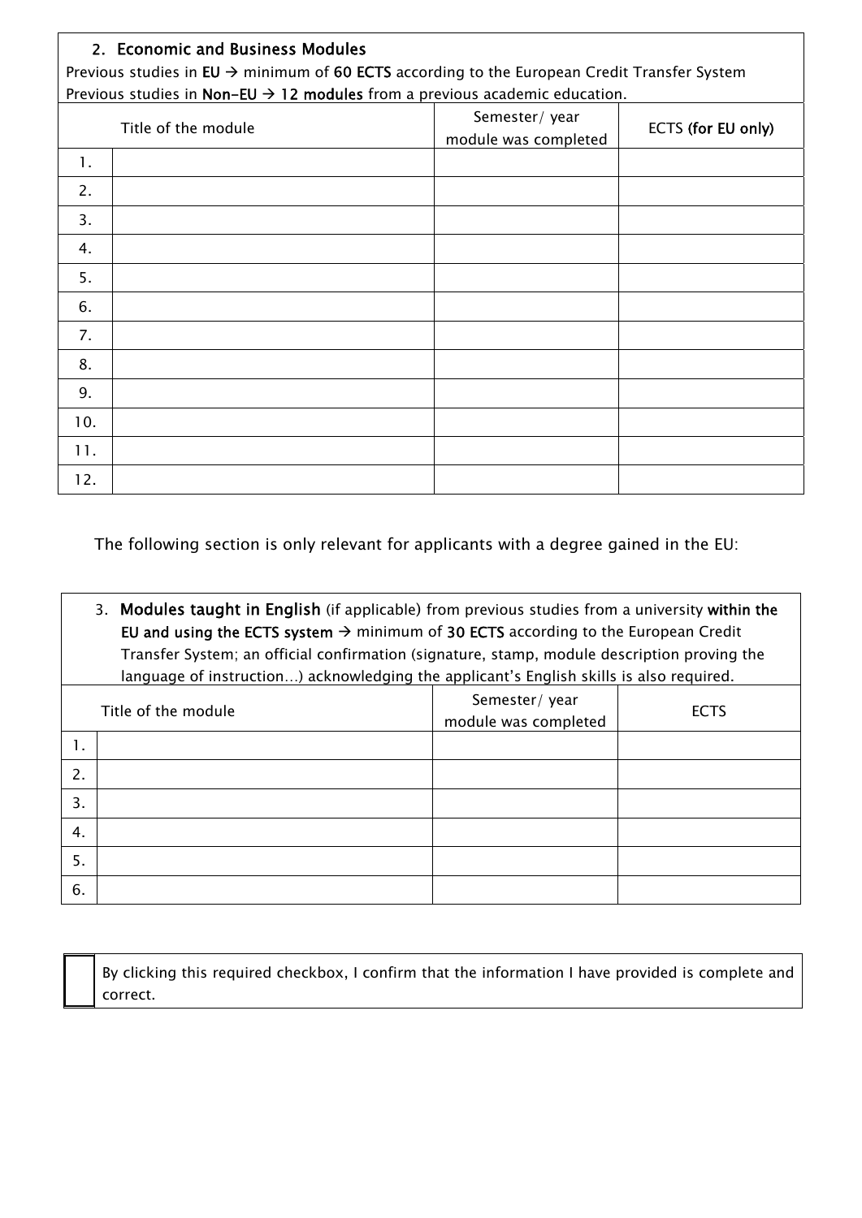## 2. Economic and Business Modules

Previous studies in **EU** → minimum of **60 ECTS** according to the European Credit Transfer System
Previous studies in **Non-EU** → **12 modules** from a previous academic education.

| | Title of the module | Semester/ year module was completed | ECTS **(for EU only)** |
|---|---|---|---|
| 1. | | | |
| 2. | | | |
| 3. | | | |
| 4. | | | |
| 5. | | | |
| 6. | | | |
| 7. | | | |
| 8. | | | |
| 9. | | | |
| 10. | | | |
| 11. | | | |
| 12. | | | |

The following section is only relevant for applicants with a degree gained in the EU:

## 3. Modules taught in English

**Modules taught in English** (if applicable) from previous studies from a university **within the EU and using the ECTS system** → minimum of **30 ECTS** according to the European Credit Transfer System; an official confirmation (signature, stamp, module description proving the language of instruction…) acknowledging the applicant's English skills is also required.

| | Title of the module | Semester/ year module was completed | ECTS |
|---|---|---|---|
| 1. | | | |
| 2. | | | |
| 3. | | | |
| 4. | | | |
| 5. | | | |
| 6. | | | |

☐ By clicking this required checkbox, I confirm that the information I have provided is complete and correct.